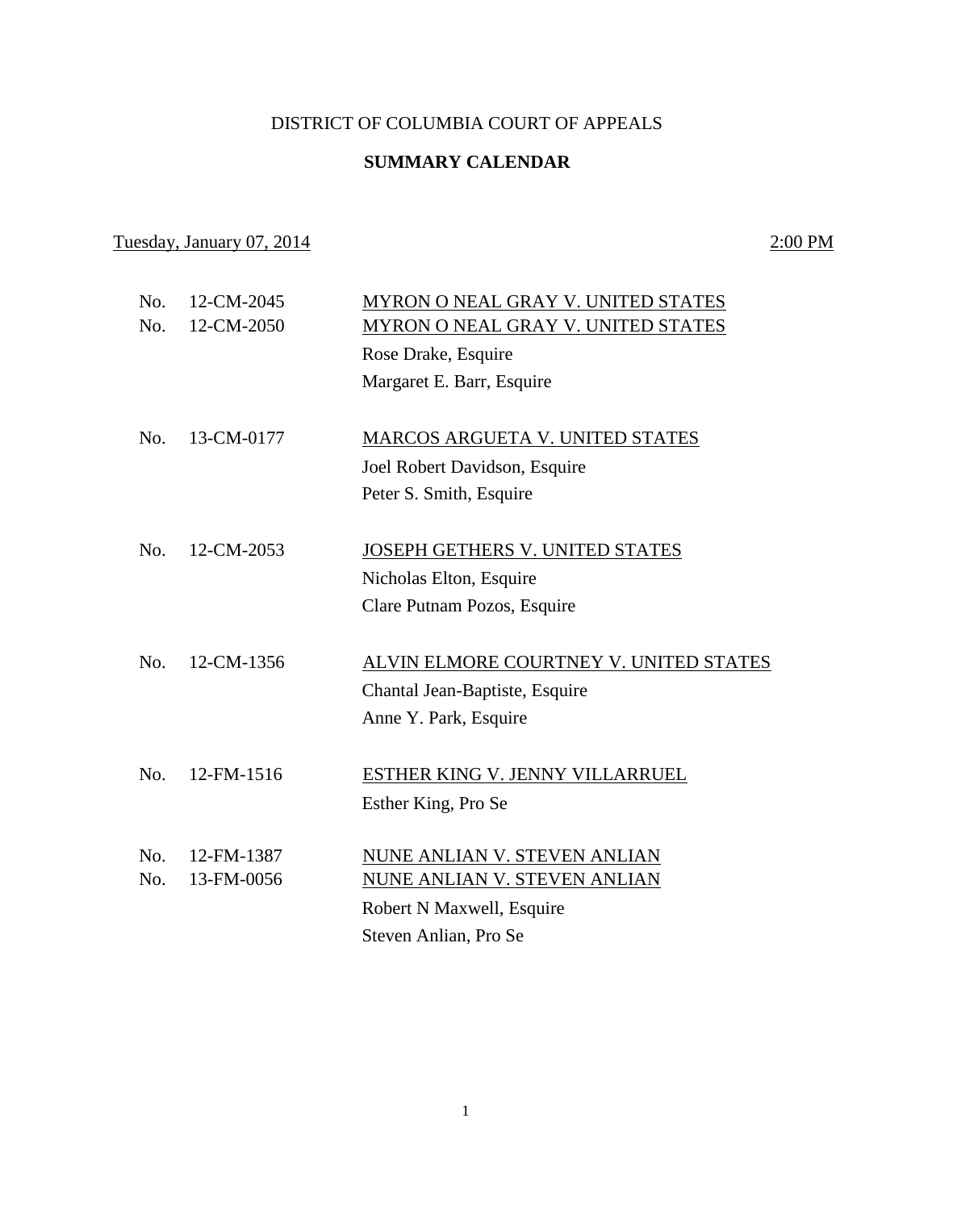# DISTRICT OF COLUMBIA COURT OF APPEALS

## SUMMARY CALENDAR

Tuesday, January 07, 2014 2:00 PM

No. 12-CM-2045 MYRON O NEAL GRAY V. UNITED STATES
No. 12-CM-2050 MYRON O NEAL GRAY V. UNITED STATES
Rose Drake, Esquire
Margaret E. Barr, Esquire

No. 13-CM-0177 MARCOS ARGUETA V. UNITED STATES
Joel Robert Davidson, Esquire
Peter S. Smith, Esquire

No. 12-CM-2053 JOSEPH GETHERS V. UNITED STATES
Nicholas Elton, Esquire
Clare Putnam Pozos, Esquire

No. 12-CM-1356 ALVIN ELMORE COURTNEY V. UNITED STATES
Chantal Jean-Baptiste, Esquire
Anne Y. Park, Esquire

No. 12-FM-1516 ESTHER KING V. JENNY VILLARRUEL
Esther King, Pro Se

No. 12-FM-1387 NUNE ANLIAN V. STEVEN ANLIAN
No. 13-FM-0056 NUNE ANLIAN V. STEVEN ANLIAN
Robert N Maxwell, Esquire
Steven Anlian, Pro Se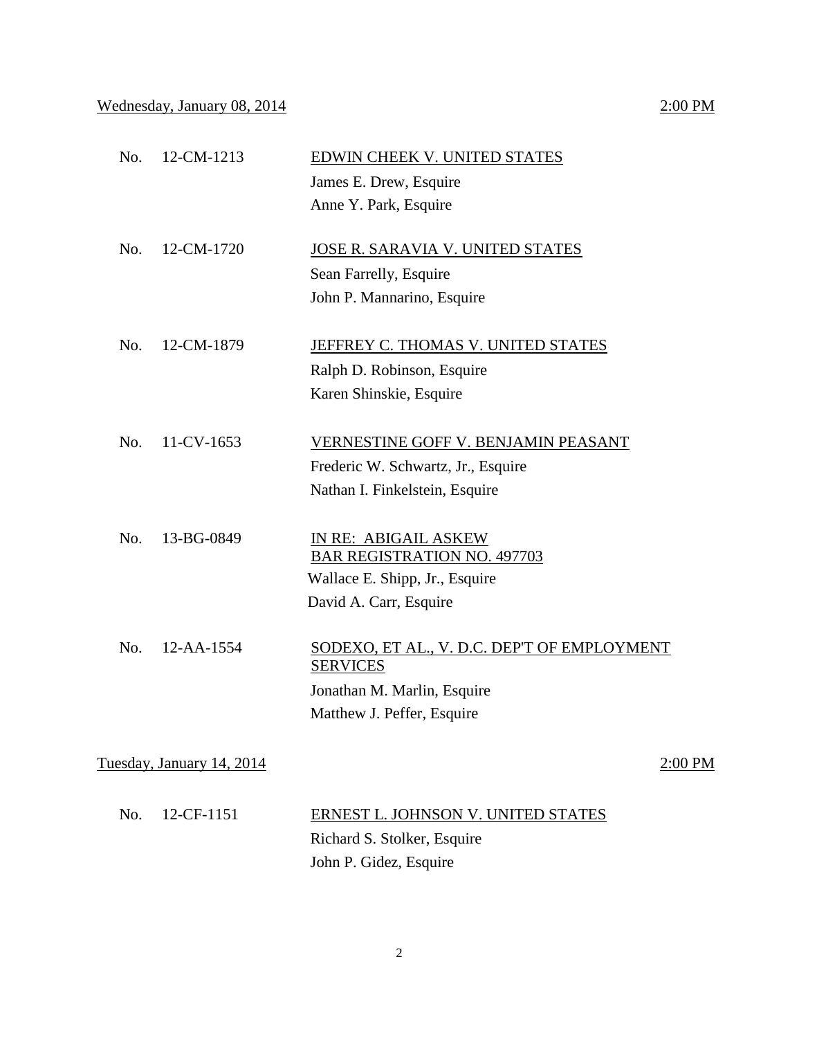Wednesday, January 08, 2014 — 2:00 PM

No. 12-CM-1213 — EDWIN CHEEK V. UNITED STATES
James E. Drew, Esquire
Anne Y. Park, Esquire

No. 12-CM-1720 — JOSE R. SARAVIA V. UNITED STATES
Sean Farrelly, Esquire
John P. Mannarino, Esquire

No. 12-CM-1879 — JEFFREY C. THOMAS V. UNITED STATES
Ralph D. Robinson, Esquire
Karen Shinskie, Esquire

No. 11-CV-1653 — VERNESTINE GOFF V. BENJAMIN PEASANT
Frederic W. Schwartz, Jr., Esquire
Nathan I. Finkelstein, Esquire

No. 13-BG-0849 — IN RE: ABIGAIL ASKEW BAR REGISTRATION NO. 497703
Wallace E. Shipp, Jr., Esquire
David A. Carr, Esquire

No. 12-AA-1554 — SODEXO, ET AL., V. D.C. DEP'T OF EMPLOYMENT SERVICES
Jonathan M. Marlin, Esquire
Matthew J. Peffer, Esquire

Tuesday, January 14, 2014 — 2:00 PM

No. 12-CF-1151 — ERNEST L. JOHNSON V. UNITED STATES
Richard S. Stolker, Esquire
John P. Gidez, Esquire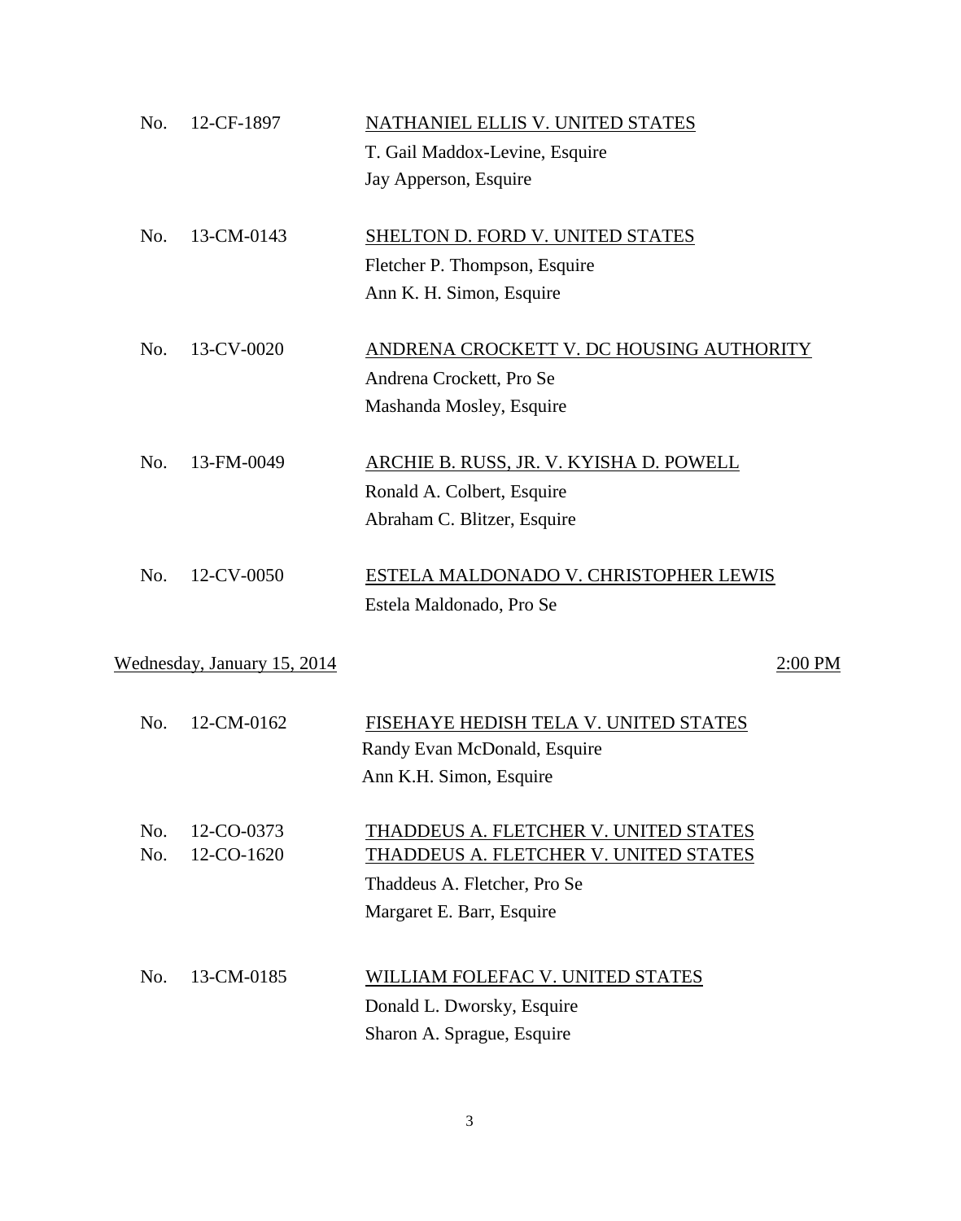No. 12-CF-1897 <u>NATHANIEL ELLIS V. UNITED STATES</u>
T. Gail Maddox-Levine, Esquire
Jay Apperson, Esquire

No. 13-CM-0143 <u>SHELTON D. FORD V. UNITED STATES</u>
Fletcher P. Thompson, Esquire
Ann K. H. Simon, Esquire

No. 13-CV-0020 <u>ANDRENA CROCKETT V. DC HOUSING AUTHORITY</u>
Andrena Crockett, Pro Se
Mashanda Mosley, Esquire

No. 13-FM-0049 <u>ARCHIE B. RUSS, JR. V. KYISHA D. POWELL</u>
Ronald A. Colbert, Esquire
Abraham C. Blitzer, Esquire

No. 12-CV-0050 <u>ESTELA MALDONADO V. CHRISTOPHER LEWIS</u>
Estela Maldonado, Pro Se

<u>Wednesday, January 15, 2014</u> <u>2:00 PM</u>

No. 12-CM-0162 <u>FISEHAYE HEDISH TELA V. UNITED STATES</u>
Randy Evan McDonald, Esquire
Ann K.H. Simon, Esquire

No. 12-CO-0373 <u>THADDEUS A. FLETCHER V. UNITED STATES</u>
No. 12-CO-1620 <u>THADDEUS A. FLETCHER V. UNITED STATES</u>
Thaddeus A. Fletcher, Pro Se
Margaret E. Barr, Esquire

No. 13-CM-0185 <u>WILLIAM FOLEFAC V. UNITED STATES</u>
Donald L. Dworsky, Esquire
Sharon A. Sprague, Esquire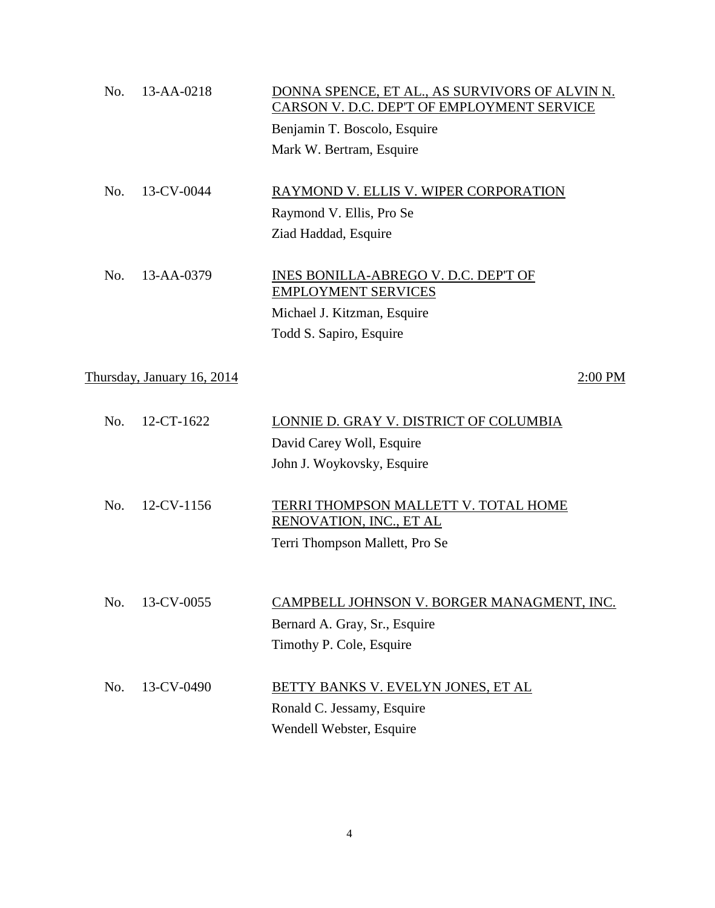No. 13-AA-0218 — <u>DONNA SPENCE, ET AL., AS SURVIVORS OF ALVIN N. CARSON V. D.C. DEP'T OF EMPLOYMENT SERVICE</u>

Benjamin T. Boscolo, Esquire
Mark W. Bertram, Esquire

No. 13-CV-0044 — <u>RAYMOND V. ELLIS V. WIPER CORPORATION</u>

Raymond V. Ellis, Pro Se
Ziad Haddad, Esquire

No. 13-AA-0379 — <u>INES BONILLA-ABREGO V. D.C. DEP'T OF EMPLOYMENT SERVICES</u>

Michael J. Kitzman, Esquire
Todd S. Sapiro, Esquire

<u>Thursday, January 16, 2014</u> — <u>2:00 PM</u>

No. 12-CT-1622 — <u>LONNIE D. GRAY V. DISTRICT OF COLUMBIA</u>

David Carey Woll, Esquire
John J. Woykovsky, Esquire

No. 12-CV-1156 — <u>TERRI THOMPSON MALLETT V. TOTAL HOME RENOVATION, INC., ET AL</u>

Terri Thompson Mallett, Pro Se

No. 13-CV-0055 — <u>CAMPBELL JOHNSON V. BORGER MANAGMENT, INC.</u>

Bernard A. Gray, Sr., Esquire
Timothy P. Cole, Esquire

No. 13-CV-0490 — <u>BETTY BANKS V. EVELYN JONES, ET AL</u>

Ronald C. Jessamy, Esquire
Wendell Webster, Esquire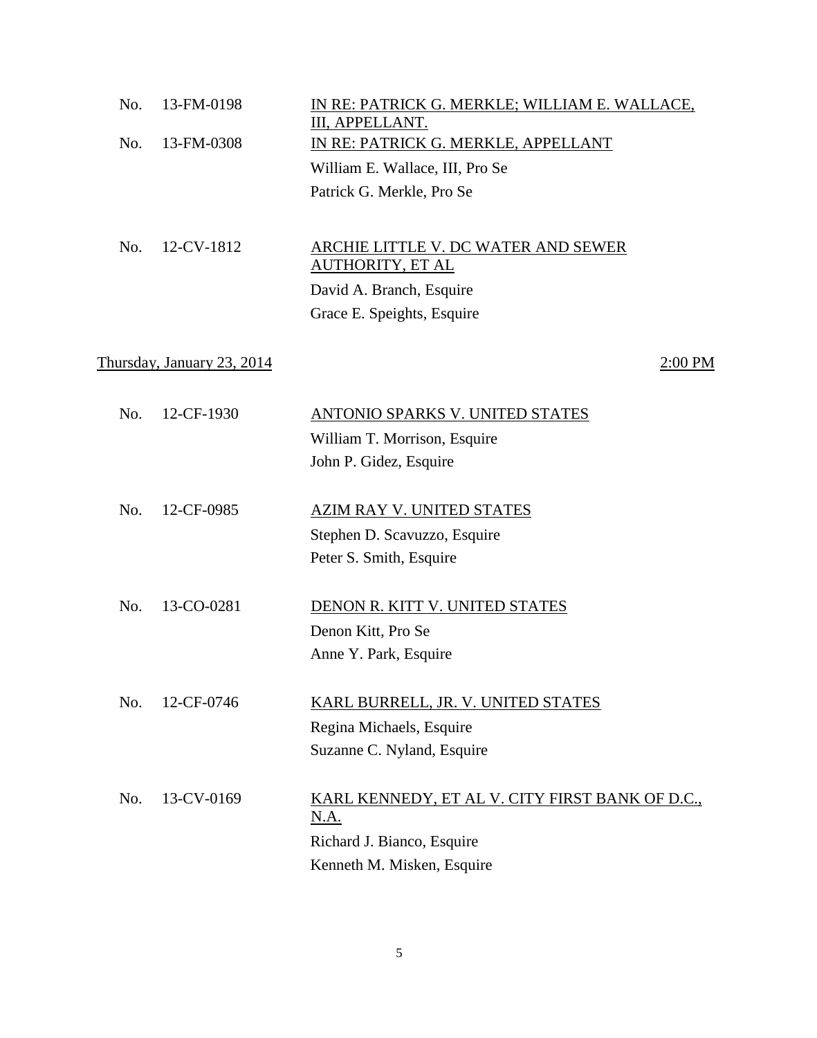No. 13-FM-0198 — <u>IN RE: PATRICK G. MERKLE; WILLIAM E. WALLACE, III, APPELLANT.</u>

No. 13-FM-0308 — <u>IN RE: PATRICK G. MERKLE, APPELLANT</u>

William E. Wallace, III, Pro Se
Patrick G. Merkle, Pro Se

No. 12-CV-1812 — <u>ARCHIE LITTLE V. DC WATER AND SEWER AUTHORITY, ET AL</u>

David A. Branch, Esquire
Grace E. Speights, Esquire

<u>Thursday, January 23, 2014</u> — <u>2:00 PM</u>

No. 12-CF-1930 — <u>ANTONIO SPARKS V. UNITED STATES</u>

William T. Morrison, Esquire
John P. Gidez, Esquire

No. 12-CF-0985 — <u>AZIM RAY V. UNITED STATES</u>

Stephen D. Scavuzzo, Esquire
Peter S. Smith, Esquire

No. 13-CO-0281 — <u>DENON R. KITT V. UNITED STATES</u>

Denon Kitt, Pro Se
Anne Y. Park, Esquire

No. 12-CF-0746 — <u>KARL BURRELL, JR. V. UNITED STATES</u>

Regina Michaels, Esquire
Suzanne C. Nyland, Esquire

No. 13-CV-0169 — <u>KARL KENNEDY, ET AL V. CITY FIRST BANK OF D.C., N.A.</u>

Richard J. Bianco, Esquire
Kenneth M. Misken, Esquire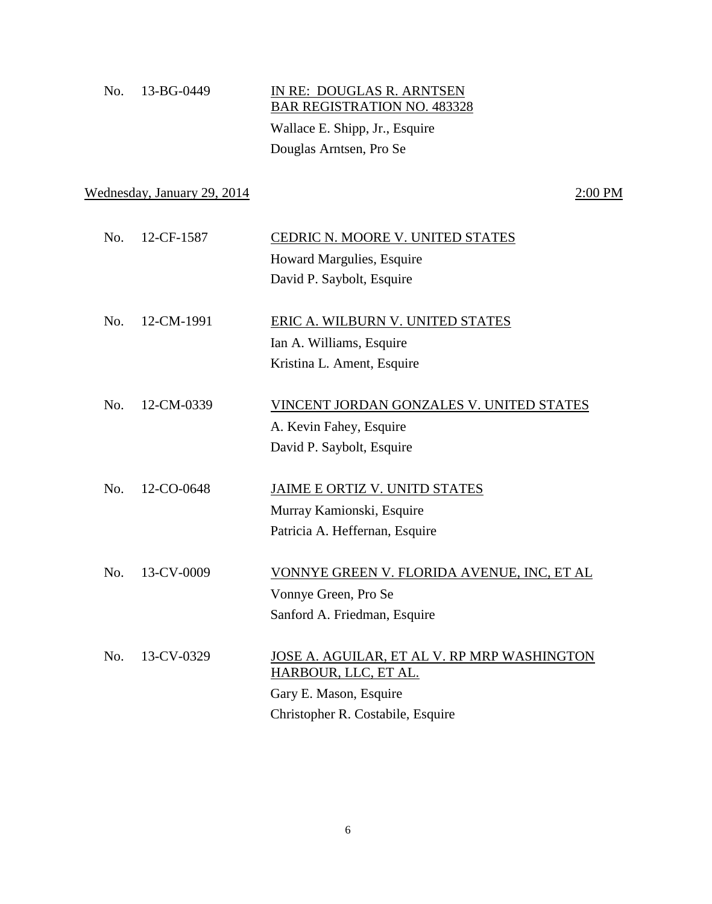No. 13-BG-0449 — IN RE: DOUGLAS R. ARNTSEN BAR REGISTRATION NO. 483328

Wallace E. Shipp, Jr., Esquire
Douglas Arntsen, Pro Se

Wednesday, January 29, 2014 — 2:00 PM

No. 12-CF-1587 — CEDRIC N. MOORE V. UNITED STATES

Howard Margulies, Esquire
David P. Saybolt, Esquire

No. 12-CM-1991 — ERIC A. WILBURN V. UNITED STATES

Ian A. Williams, Esquire
Kristina L. Ament, Esquire

No. 12-CM-0339 — VINCENT JORDAN GONZALES V. UNITED STATES

A. Kevin Fahey, Esquire
David P. Saybolt, Esquire

No. 12-CO-0648 — JAIME E ORTIZ V. UNITD STATES

Murray Kamionski, Esquire
Patricia A. Heffernan, Esquire

No. 13-CV-0009 — VONNYE GREEN V. FLORIDA AVENUE, INC, ET AL

Vonnye Green, Pro Se
Sanford A. Friedman, Esquire

No. 13-CV-0329 — JOSE A. AGUILAR, ET AL V. RP MRP WASHINGTON HARBOUR, LLC, ET AL.

Gary E. Mason, Esquire
Christopher R. Costabile, Esquire